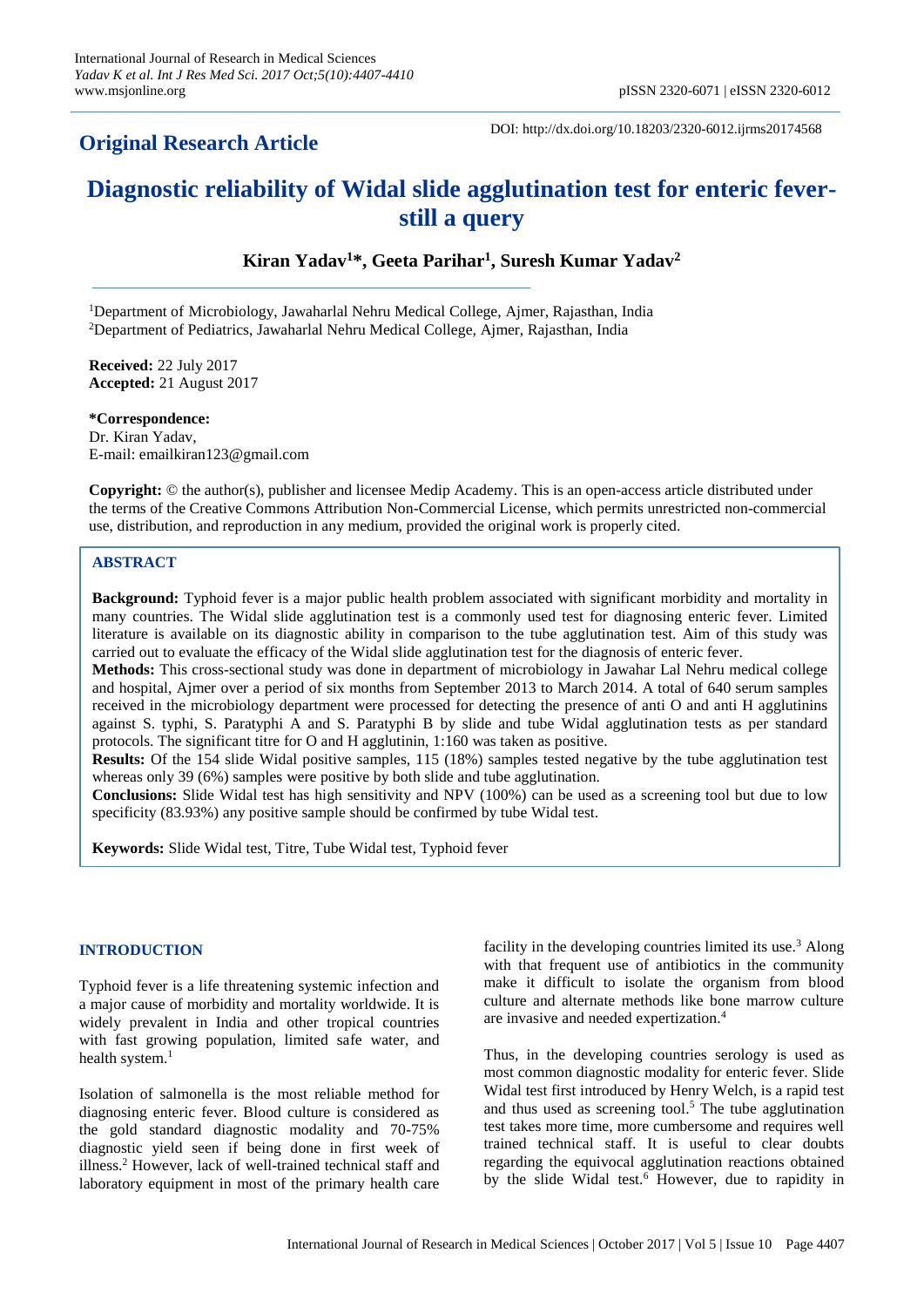**Original Research Article**

DOI: http://dx.doi.org/10.18203/2320-6012.ijrms20174568

# Diagnostic reliability of Widal slide agglutination test for enteric fever-still a query

**Kiran Yadav[1]*, Geeta Parihar[1], Suresh Kumar Yadav[2]**

[1]Department of Microbiology, Jawaharlal Nehru Medical College, Ajmer, Rajasthan, India
[2]Department of Pediatrics, Jawaharlal Nehru Medical College, Ajmer, Rajasthan, India

**Received:** 22 July 2017
**Accepted:** 21 August 2017

***Correspondence:**
Dr. Kiran Yadav,
E-mail: emailkiran123@gmail.com

**Copyright:** © the author(s), publisher and licensee Medip Academy. This is an open-access article distributed under the terms of the Creative Commons Attribution Non-Commercial License, which permits unrestricted non-commercial use, distribution, and reproduction in any medium, provided the original work is properly cited.

## ABSTRACT

**Background:** Typhoid fever is a major public health problem associated with significant morbidity and mortality in many countries. The Widal slide agglutination test is a commonly used test for diagnosing enteric fever. Limited literature is available on its diagnostic ability in comparison to the tube agglutination test. Aim of this study was carried out to evaluate the efficacy of the Widal slide agglutination test for the diagnosis of enteric fever.

**Methods:** This cross-sectional study was done in department of microbiology in Jawahar Lal Nehru medical college and hospital, Ajmer over a period of six months from September 2013 to March 2014. A total of 640 serum samples received in the microbiology department were processed for detecting the presence of anti O and anti H agglutinins against S. typhi, S. Paratyphi A and S. Paratyphi B by slide and tube Widal agglutination tests as per standard protocols. The significant titre for O and H agglutinin, 1:160 was taken as positive.

**Results:** Of the 154 slide Widal positive samples, 115 (18%) samples tested negative by the tube agglutination test whereas only 39 (6%) samples were positive by both slide and tube agglutination.

**Conclusions:** Slide Widal test has high sensitivity and NPV (100%) can be used as a screening tool but due to low specificity (83.93%) any positive sample should be confirmed by tube Widal test.

**Keywords:** Slide Widal test, Titre, Tube Widal test, Typhoid fever

## INTRODUCTION

Typhoid fever is a life threatening systemic infection and a major cause of morbidity and mortality worldwide. It is widely prevalent in India and other tropical countries with fast growing population, limited safe water, and health system.[1]

Isolation of salmonella is the most reliable method for diagnosing enteric fever. Blood culture is considered as the gold standard diagnostic modality and 70-75% diagnostic yield seen if being done in first week of illness.[2] However, lack of well-trained technical staff and laboratory equipment in most of the primary health care facility in the developing countries limited its use.[3] Along with that frequent use of antibiotics in the community make it difficult to isolate the organism from blood culture and alternate methods like bone marrow culture are invasive and needed expertization.[4]

Thus, in the developing countries serology is used as most common diagnostic modality for enteric fever. Slide Widal test first introduced by Henry Welch, is a rapid test and thus used as screening tool.[5] The tube agglutination test takes more time, more cumbersome and requires well trained technical staff. It is useful to clear doubts regarding the equivocal agglutination reactions obtained by the slide Widal test.[6] However, due to rapidity in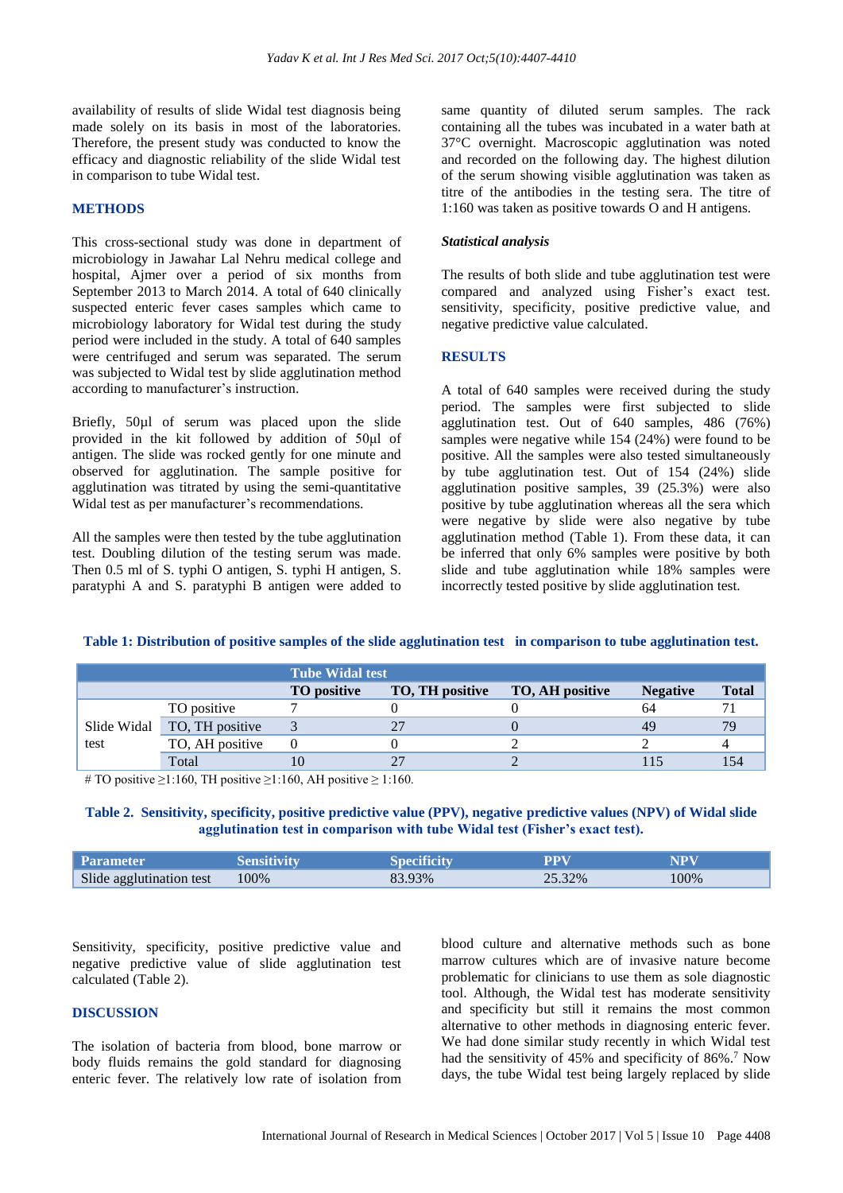availability of results of slide Widal test diagnosis being made solely on its basis in most of the laboratories. Therefore, the present study was conducted to know the efficacy and diagnostic reliability of the slide Widal test in comparison to tube Widal test.

## METHODS

This cross-sectional study was done in department of microbiology in Jawahar Lal Nehru medical college and hospital, Ajmer over a period of six months from September 2013 to March 2014. A total of 640 clinically suspected enteric fever cases samples which came to microbiology laboratory for Widal test during the study period were included in the study. A total of 640 samples were centrifuged and serum was separated. The serum was subjected to Widal test by slide agglutination method according to manufacturer's instruction.

Briefly, 50µl of serum was placed upon the slide provided in the kit followed by addition of 50µl of antigen. The slide was rocked gently for one minute and observed for agglutination. The sample positive for agglutination was titrated by using the semi-quantitative Widal test as per manufacturer's recommendations.

All the samples were then tested by the tube agglutination test. Doubling dilution of the testing serum was made. Then 0.5 ml of S. typhi O antigen, S. typhi H antigen, S. paratyphi A and S. paratyphi B antigen were added to same quantity of diluted serum samples. The rack containing all the tubes was incubated in a water bath at 37°C overnight. Macroscopic agglutination was noted and recorded on the following day. The highest dilution of the serum showing visible agglutination was taken as titre of the antibodies in the testing sera. The titre of 1:160 was taken as positive towards O and H antigens.

### *Statistical analysis*

The results of both slide and tube agglutination test were compared and analyzed using Fisher's exact test. sensitivity, specificity, positive predictive value, and negative predictive value calculated.

## RESULTS

A total of 640 samples were received during the study period. The samples were first subjected to slide agglutination test. Out of 640 samples, 486 (76%) samples were negative while 154 (24%) were found to be positive. All the samples were also tested simultaneously by tube agglutination test. Out of 154 (24%) slide agglutination positive samples, 39 (25.3%) were also positive by tube agglutination whereas all the sera which were negative by slide were also negative by tube agglutination method (Table 1). From these data, it can be inferred that only 6% samples were positive by both slide and tube agglutination while 18% samples were incorrectly tested positive by slide agglutination test.

**Table 1: Distribution of positive samples of the slide agglutination test in comparison to tube agglutination test.**

| | | Tube Widal test | | | | |
|---|---|---|---|---|---|---|
| | | TO positive | TO, TH positive | TO, AH positive | Negative | Total |
| Slide Widal test | TO positive | 7 | 0 | 0 | 64 | 71 |
| | TO, TH positive | 3 | 27 | 0 | 49 | 79 |
| | TO, AH positive | 0 | 0 | 2 | 2 | 4 |
| | Total | 10 | 27 | 2 | 115 | 154 |

# TO positive ≥1:160, TH positive ≥1:160, AH positive ≥ 1:160.

**Table 2. Sensitivity, specificity, positive predictive value (PPV), negative predictive values (NPV) of Widal slide agglutination test in comparison with tube Widal test (Fisher's exact test).**

| Parameter | Sensitivity | Specificity | PPV | NPV |
|---|---|---|---|---|
| Slide agglutination test | 100% | 83.93% | 25.32% | 100% |

Sensitivity, specificity, positive predictive value and negative predictive value of slide agglutination test calculated (Table 2).

## DISCUSSION

The isolation of bacteria from blood, bone marrow or body fluids remains the gold standard for diagnosing enteric fever. The relatively low rate of isolation from blood culture and alternative methods such as bone marrow cultures which are of invasive nature become problematic for clinicians to use them as sole diagnostic tool. Although, the Widal test has moderate sensitivity and specificity but still it remains the most common alternative to other methods in diagnosing enteric fever. We had done similar study recently in which Widal test had the sensitivity of 45% and specificity of 86%.[7] Now days, the tube Widal test being largely replaced by slide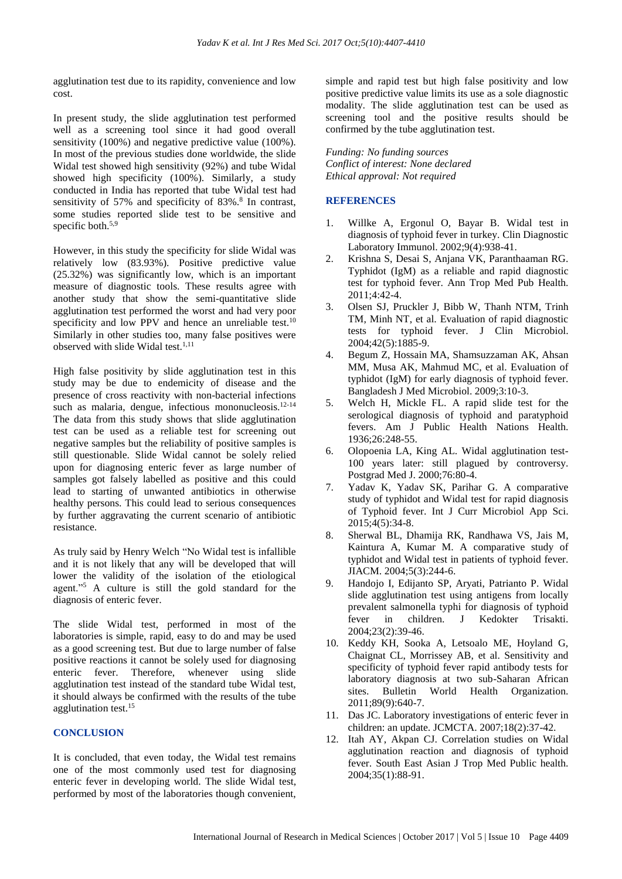agglutination test due to its rapidity, convenience and low cost.

In present study, the slide agglutination test performed well as a screening tool since it had good overall sensitivity (100%) and negative predictive value (100%). In most of the previous studies done worldwide, the slide Widal test showed high sensitivity (92%) and tube Widal showed high specificity (100%). Similarly, a study conducted in India has reported that tube Widal test had sensitivity of 57% and specificity of 83%.[8] In contrast, some studies reported slide test to be sensitive and specific both.[5,9]

However, in this study the specificity for slide Widal was relatively low (83.93%). Positive predictive value (25.32%) was significantly low, which is an important measure of diagnostic tools. These results agree with another study that show the semi-quantitative slide agglutination test performed the worst and had very poor specificity and low PPV and hence an unreliable test.[10] Similarly in other studies too, many false positives were observed with slide Widal test.[1,11]

High false positivity by slide agglutination test in this study may be due to endemicity of disease and the presence of cross reactivity with non-bacterial infections such as malaria, dengue, infectious mononucleosis.[12-14] The data from this study shows that slide agglutination test can be used as a reliable test for screening out negative samples but the reliability of positive samples is still questionable. Slide Widal cannot be solely relied upon for diagnosing enteric fever as large number of samples got falsely labelled as positive and this could lead to starting of unwanted antibiotics in otherwise healthy persons. This could lead to serious consequences by further aggravating the current scenario of antibiotic resistance.

As truly said by Henry Welch "No Widal test is infallible and it is not likely that any will be developed that will lower the validity of the isolation of the etiological agent."[5] A culture is still the gold standard for the diagnosis of enteric fever.

The slide Widal test, performed in most of the laboratories is simple, rapid, easy to do and may be used as a good screening test. But due to large number of false positive reactions it cannot be solely used for diagnosing enteric fever. Therefore, whenever using slide agglutination test instead of the standard tube Widal test, it should always be confirmed with the results of the tube agglutination test.[15]

## CONCLUSION

It is concluded, that even today, the Widal test remains one of the most commonly used test for diagnosing enteric fever in developing world. The slide Widal test, performed by most of the laboratories though convenient, simple and rapid test but high false positivity and low positive predictive value limits its use as a sole diagnostic modality. The slide agglutination test can be used as screening tool and the positive results should be confirmed by the tube agglutination test.

*Funding: No funding sources*
*Conflict of interest: None declared*
*Ethical approval: Not required*

## REFERENCES

1. Willke A, Ergonul O, Bayar B. Widal test in diagnosis of typhoid fever in turkey. Clin Diagnostic Laboratory Immunol. 2002;9(4):938-41.
2. Krishna S, Desai S, Anjana VK, Paranthaaman RG. Typhidot (IgM) as a reliable and rapid diagnostic test for typhoid fever. Ann Trop Med Pub Health. 2011;4:42-4.
3. Olsen SJ, Pruckler J, Bibb W, Thanh NTM, Trinh TM, Minh NT, et al. Evaluation of rapid diagnostic tests for typhoid fever. J Clin Microbiol. 2004;42(5):1885-9.
4. Begum Z, Hossain MA, Shamsuzzaman AK, Ahsan MM, Musa AK, Mahmud MC, et al. Evaluation of typhidot (IgM) for early diagnosis of typhoid fever. Bangladesh J Med Microbiol. 2009;3:10-3.
5. Welch H, Mickle FL. A rapid slide test for the serological diagnosis of typhoid and paratyphoid fevers. Am J Public Health Nations Health. 1936;26:248-55.
6. Olopoenia LA, King AL. Widal agglutination test-100 years later: still plagued by controversy. Postgrad Med J. 2000;76:80-4.
7. Yadav K, Yadav SK, Parihar G. A comparative study of typhidot and Widal test for rapid diagnosis of Typhoid fever. Int J Curr Microbiol App Sci. 2015;4(5):34-8.
8. Sherwal BL, Dhamija RK, Randhawa VS, Jais M, Kaintura A, Kumar M. A comparative study of typhidot and Widal test in patients of typhoid fever. JIACM. 2004;5(3):244-6.
9. Handojo I, Edijanto SP, Aryati, Patrianto P. Widal slide agglutination test using antigens from locally prevalent salmonella typhi for diagnosis of typhoid fever in children. J Kedokter Trisakti. 2004;23(2):39-46.
10. Keddy KH, Sooka A, Letsoalo ME, Hoyland G, Chaignat CL, Morrissey AB, et al. Sensitivity and specificity of typhoid fever rapid antibody tests for laboratory diagnosis at two sub-Saharan African sites. Bulletin World Health Organization. 2011;89(9):640-7.
11. Das JC. Laboratory investigations of enteric fever in children: an update. JCMCTA. 2007;18(2):37-42.
12. Itah AY, Akpan CJ. Correlation studies on Widal agglutination reaction and diagnosis of typhoid fever. South East Asian J Trop Med Public health. 2004;35(1):88-91.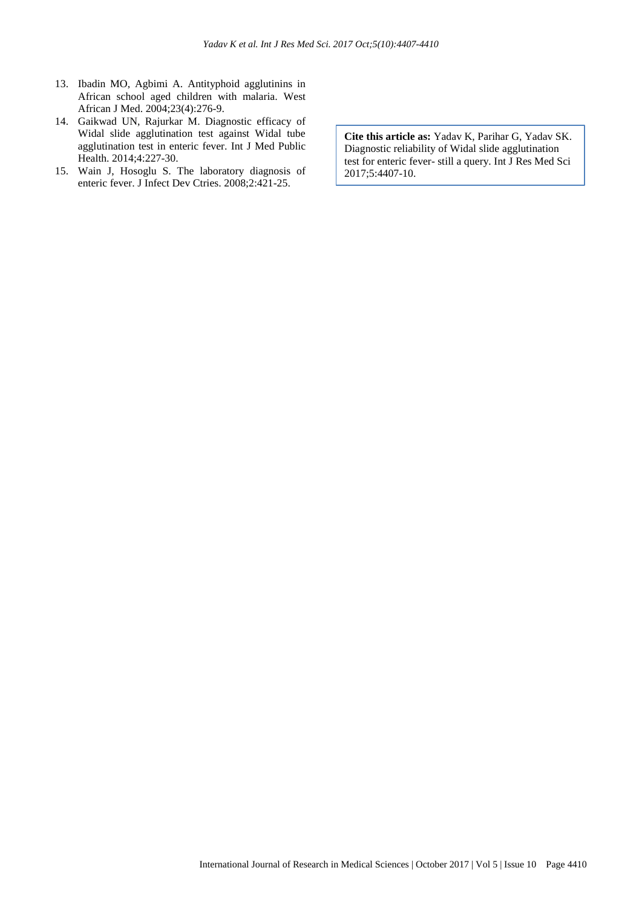13. Ibadin MO, Agbimi A. Antityphoid agglutinins in African school aged children with malaria. West African J Med. 2004;23(4):276-9.
14. Gaikwad UN, Rajurkar M. Diagnostic efficacy of Widal slide agglutination test against Widal tube agglutination test in enteric fever. Int J Med Public Health. 2014;4:227-30.
15. Wain J, Hosoglu S. The laboratory diagnosis of enteric fever. J Infect Dev Ctries. 2008;2:421-25.

**Cite this article as:** Yadav K, Parihar G, Yadav SK. Diagnostic reliability of Widal slide agglutination test for enteric fever- still a query. Int J Res Med Sci 2017;5:4407-10.